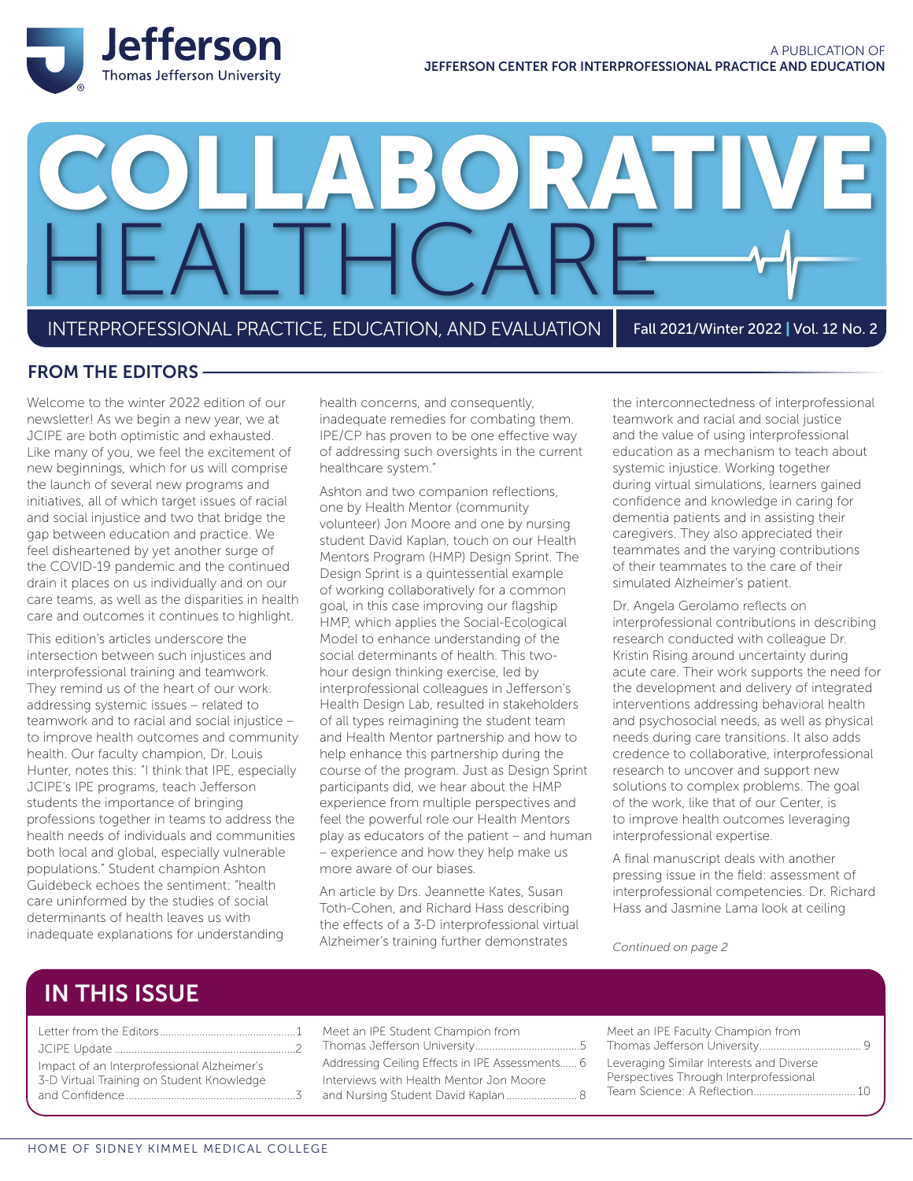A PUBLICATION OF
JEFFERSON CENTER FOR INTERPROFESSIONAL PRACTICE AND EDUCATION

# COLLABORATIVE HEALTHCARE

INTERPROFESSIONAL PRACTICE, EDUCATION, AND EVALUATION

Fall 2021/Winter 2022 | Vol. 12 No. 2

## FROM THE EDITORS

Welcome to the winter 2022 edition of our newsletter! As we begin a new year, we at JCIPE are both optimistic and exhausted. Like many of you, we feel the excitement of new beginnings, which for us will comprise the launch of several new programs and initiatives, all of which target issues of racial and social injustice and two that bridge the gap between education and practice. We feel disheartened by yet another surge of the COVID-19 pandemic and the continued drain it places on us individually and on our care teams, as well as the disparities in health care and outcomes it continues to highlight.

This edition's articles underscore the intersection between such injustices and interprofessional training and teamwork. They remind us of the heart of our work: addressing systemic issues – related to teamwork and to racial and social injustice – to improve health outcomes and community health. Our faculty champion, Dr. Louis Hunter, notes this: "I think that IPE, especially JCIPE's IPE programs, teach Jefferson students the importance of bringing professions together in teams to address the health needs of individuals and communities both local and global, especially vulnerable populations." Student champion Ashton Guidebeck echoes the sentiment: "health care uninformed by the studies of social determinants of health leaves us with inadequate explanations for understanding health concerns, and consequently, inadequate remedies for combating them. IPE/CP has proven to be one effective way of addressing such oversights in the current healthcare system."

Ashton and two companion reflections, one by Health Mentor (community volunteer) Jon Moore and one by nursing student David Kaplan, touch on our Health Mentors Program (HMP) Design Sprint. The Design Sprint is a quintessential example of working collaboratively for a common goal, in this case improving our flagship HMP, which applies the Social-Ecological Model to enhance understanding of the social determinants of health. This two-hour design thinking exercise, led by interprofessional colleagues in Jefferson's Health Design Lab, resulted in stakeholders of all types reimagining the student team and Health Mentor partnership and how to help enhance this partnership during the course of the program. Just as Design Sprint participants did, we hear about the HMP experience from multiple perspectives and feel the powerful role our Health Mentors play as educators of the patient – and human – experience and how they help make us more aware of our biases.

An article by Drs. Jeannette Kates, Susan Toth-Cohen, and Richard Hass describing the effects of a 3-D interprofessional virtual Alzheimer's training further demonstrates the interconnectedness of interprofessional teamwork and racial and social justice and the value of using interprofessional education as a mechanism to teach about systemic injustice. Working together during virtual simulations, learners gained confidence and knowledge in caring for dementia patients and in assisting their caregivers. They also appreciated their teammates and the varying contributions of their teammates to the care of their simulated Alzheimer's patient.

Dr. Angela Gerolamo reflects on interprofessional contributions in describing research conducted with colleague Dr. Kristin Rising around uncertainty during acute care. Their work supports the need for the development and delivery of integrated interventions addressing behavioral health and psychosocial needs, as well as physical needs during care transitions. It also adds credence to collaborative, interprofessional research to uncover and support new solutions to complex problems. The goal of the work, like that of our Center, is to improve health outcomes leveraging interprofessional expertise.

A final manuscript deals with another pressing issue in the field: assessment of interprofessional competencies. Dr. Richard Hass and Jasmine Lama look at ceiling

*Continued on page 2*

## IN THIS ISSUE

- Letter from the Editors ... 1
- JCIPE Update ... 2
- Impact of an Interprofessional Alzheimer's 3-D Virtual Training on Student Knowledge and Confidence ... 3
- Meet an IPE Student Champion from Thomas Jefferson University ... 5
- Addressing Ceiling Effects in IPE Assessments ... 6
- Interviews with Health Mentor Jon Moore and Nursing Student David Kaplan ... 8
- Meet an IPE Faculty Champion from Thomas Jefferson University ... 9
- Leveraging Similar Interests and Diverse Perspectives Through Interprofessional Team Science: A Reflection ... 10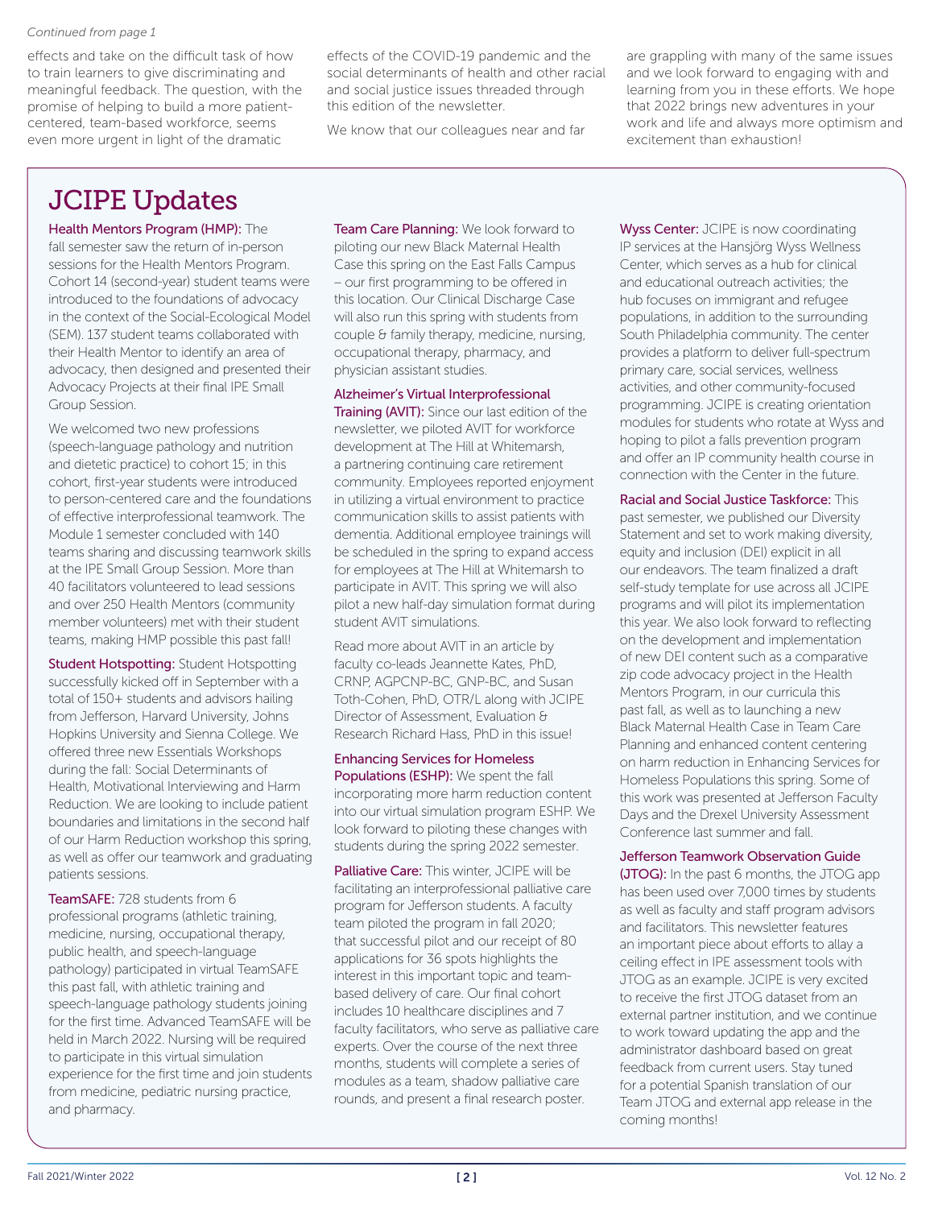*Continued from page 1*

effects and take on the difficult task of how to train learners to give discriminating and meaningful feedback. The question, with the promise of helping to build a more patient-centered, team-based workforce, seems even more urgent in light of the dramatic effects of the COVID-19 pandemic and the social determinants of health and other racial and social justice issues threaded through this edition of the newsletter.

We know that our colleagues near and far are grappling with many of the same issues and we look forward to engaging with and learning from you in these efforts. We hope that 2022 brings new adventures in your work and life and always more optimism and excitement than exhaustion!

# JCIPE Updates

**Health Mentors Program (HMP):** The fall semester saw the return of in-person sessions for the Health Mentors Program. Cohort 14 (second-year) student teams were introduced to the foundations of advocacy in the context of the Social-Ecological Model (SEM). 137 student teams collaborated with their Health Mentor to identify an area of advocacy, then designed and presented their Advocacy Projects at their final IPE Small Group Session.

We welcomed two new professions (speech-language pathology and nutrition and dietetic practice) to cohort 15; in this cohort, first-year students were introduced to person-centered care and the foundations of effective interprofessional teamwork. The Module 1 semester concluded with 140 teams sharing and discussing teamwork skills at the IPE Small Group Session. More than 40 facilitators volunteered to lead sessions and over 250 Health Mentors (community member volunteers) met with their student teams, making HMP possible this past fall!

**Student Hotspotting:** Student Hotspotting successfully kicked off in September with a total of 150+ students and advisors hailing from Jefferson, Harvard University, Johns Hopkins University and Sienna College. We offered three new Essentials Workshops during the fall: Social Determinants of Health, Motivational Interviewing and Harm Reduction. We are looking to include patient boundaries and limitations in the second half of our Harm Reduction workshop this spring, as well as offer our teamwork and graduating patients sessions.

**TeamSAFE:** 728 students from 6 professional programs (athletic training, medicine, nursing, occupational therapy, public health, and speech-language pathology) participated in virtual TeamSAFE this past fall, with athletic training and speech-language pathology students joining for the first time. Advanced TeamSAFE will be held in March 2022. Nursing will be required to participate in this virtual simulation experience for the first time and join students from medicine, pediatric nursing practice, and pharmacy.

**Team Care Planning:** We look forward to piloting our new Black Maternal Health Case this spring on the East Falls Campus – our first programming to be offered in this location. Our Clinical Discharge Case will also run this spring with students from couple & family therapy, medicine, nursing, occupational therapy, pharmacy, and physician assistant studies.

**Alzheimer's Virtual Interprofessional Training (AVIT):** Since our last edition of the newsletter, we piloted AVIT for workforce development at The Hill at Whitemarsh, a partnering continuing care retirement community. Employees reported enjoyment in utilizing a virtual environment to practice communication skills to assist patients with dementia. Additional employee trainings will be scheduled in the spring to expand access for employees at The Hill at Whitemarsh to participate in AVIT. This spring we will also pilot a new half-day simulation format during student AVIT simulations.

Read more about AVIT in an article by faculty co-leads Jeannette Kates, PhD, CRNP, AGPCNP-BC, GNP-BC, and Susan Toth-Cohen, PhD, OTR/L along with JCIPE Director of Assessment, Evaluation & Research Richard Hass, PhD in this issue!

**Enhancing Services for Homeless Populations (ESHP):** We spent the fall incorporating more harm reduction content into our virtual simulation program ESHP. We look forward to piloting these changes with students during the spring 2022 semester.

**Palliative Care:** This winter, JCIPE will be facilitating an interprofessional palliative care program for Jefferson students. A faculty team piloted the program in fall 2020; that successful pilot and our receipt of 80 applications for 36 spots highlights the interest in this important topic and team-based delivery of care. Our final cohort includes 10 healthcare disciplines and 7 faculty facilitators, who serve as palliative care experts. Over the course of the next three months, students will complete a series of modules as a team, shadow palliative care rounds, and present a final research poster.

**Wyss Center:** JCIPE is now coordinating IP services at the Hansjörg Wyss Wellness Center, which serves as a hub for clinical and educational outreach activities; the hub focuses on immigrant and refugee populations, in addition to the surrounding South Philadelphia community. The center provides a platform to deliver full-spectrum primary care, social services, wellness activities, and other community-focused programming. JCIPE is creating orientation modules for students who rotate at Wyss and hoping to pilot a falls prevention program and offer an IP community health course in connection with the Center in the future.

**Racial and Social Justice Taskforce:** This past semester, we published our Diversity Statement and set to work making diversity, equity and inclusion (DEI) explicit in all our endeavors. The team finalized a draft self-study template for use across all JCIPE programs and will pilot its implementation this year. We also look forward to reflecting on the development and implementation of new DEI content such as a comparative zip code advocacy project in the Health Mentors Program, in our curricula this past fall, as well as to launching a new Black Maternal Health Case in Team Care Planning and enhanced content centering on harm reduction in Enhancing Services for Homeless Populations this spring. Some of this work was presented at Jefferson Faculty Days and the Drexel University Assessment Conference last summer and fall.

**Jefferson Teamwork Observation Guide (JTOG):** In the past 6 months, the JTOG app has been used over 7,000 times by students as well as faculty and staff program advisors and facilitators. This newsletter features an important piece about efforts to allay a ceiling effect in IPE assessment tools with JTOG as an example. JCIPE is very excited to receive the first JTOG dataset from an external partner institution, and we continue to work toward updating the app and the administrator dashboard based on great feedback from current users. Stay tuned for a potential Spanish translation of our Team JTOG and external app release in the coming months!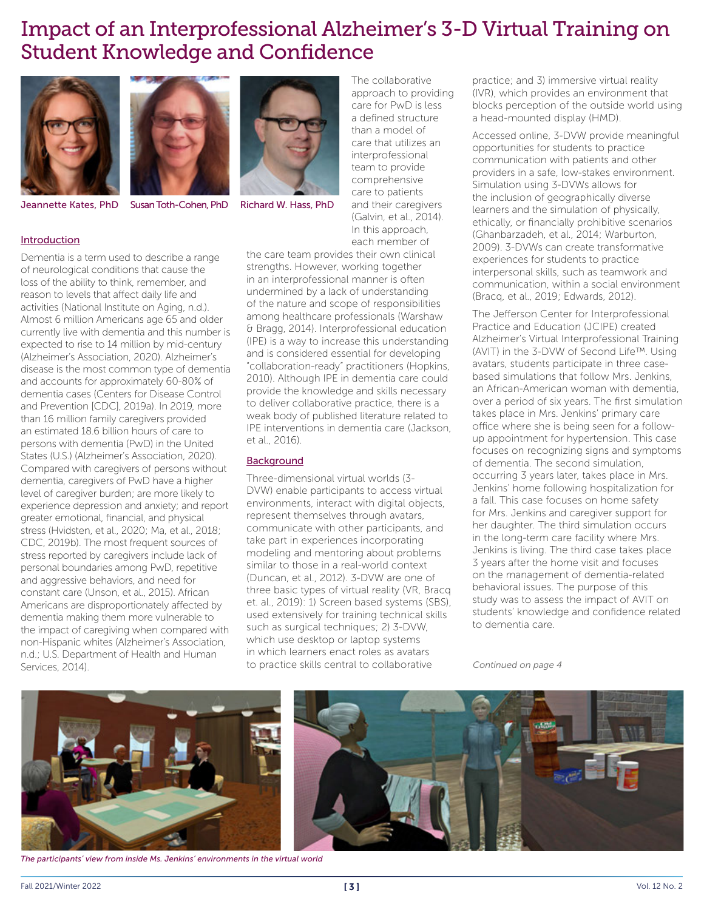# Impact of an Interprofessional Alzheimer's 3-D Virtual Training on Student Knowledge and Confidence

Jeannette Kates, PhD    Susan Toth-Cohen, PhD    Richard W. Hass, PhD

## Introduction

Dementia is a term used to describe a range of neurological conditions that cause the loss of the ability to think, remember, and reason to levels that affect daily life and activities (National Institute on Aging, n.d.). Almost 6 million Americans age 65 and older currently live with dementia and this number is expected to rise to 14 million by mid-century (Alzheimer's Association, 2020). Alzheimer's disease is the most common type of dementia and accounts for approximately 60-80% of dementia cases (Centers for Disease Control and Prevention [CDC], 2019a). In 2019, more than 16 million family caregivers provided an estimated 18.6 billion hours of care to persons with dementia (PwD) in the United States (U.S.) (Alzheimer's Association, 2020). Compared with caregivers of persons without dementia, caregivers of PwD have a higher level of caregiver burden; are more likely to experience depression and anxiety; and report greater emotional, financial, and physical stress (Hvidsten, et al., 2020; Ma, et al., 2018; CDC, 2019b). The most frequent sources of stress reported by caregivers include lack of personal boundaries among PwD, repetitive and aggressive behaviors, and need for constant care (Unson, et al., 2015). African Americans are disproportionately affected by dementia making them more vulnerable to the impact of caregiving when compared with non-Hispanic whites (Alzheimer's Association, n.d.; U.S. Department of Health and Human Services, 2014).

The collaborative approach to providing care for PwD is less a defined structure than a model of care that utilizes an interprofessional team to provide comprehensive care to patients and their caregivers (Galvin, et al., 2014). In this approach, each member of the care team provides their own clinical strengths. However, working together in an interprofessional manner is often undermined by a lack of understanding of the nature and scope of responsibilities among healthcare professionals (Warshaw & Bragg, 2014). Interprofessional education (IPE) is a way to increase this understanding and is considered essential for developing "collaboration-ready" practitioners (Hopkins, 2010). Although IPE in dementia care could provide the knowledge and skills necessary to deliver collaborative practice, there is a weak body of published literature related to IPE interventions in dementia care (Jackson, et al., 2016).

## Background

Three-dimensional virtual worlds (3-DVW) enable participants to access virtual environments, interact with digital objects, represent themselves through avatars, communicate with other participants, and take part in experiences incorporating modeling and mentoring about problems similar to those in a real-world context (Duncan, et al., 2012). 3-DVW are one of three basic types of virtual reality (VR, Bracq et. al., 2019): 1) Screen based systems (SBS), used extensively for training technical skills such as surgical techniques; 2) 3-DVW, which use desktop or laptop systems in which learners enact roles as avatars to practice skills central to collaborative practice; and 3) immersive virtual reality (IVR), which provides an environment that blocks perception of the outside world using a head-mounted display (HMD).

Accessed online, 3-DVW provide meaningful opportunities for students to practice communication with patients and other providers in a safe, low-stakes environment. Simulation using 3-DVWs allows for the inclusion of geographically diverse learners and the simulation of physically, ethically, or financially prohibitive scenarios (Ghanbarzadeh, et al., 2014; Warburton, 2009). 3-DVWs can create transformative experiences for students to practice interpersonal skills, such as teamwork and communication, within a social environment (Bracq, et al., 2019; Edwards, 2012).

The Jefferson Center for Interprofessional Practice and Education (JCIPE) created Alzheimer's Virtual Interprofessional Training (AVIT) in the 3-DVW of Second Life™. Using avatars, students participate in three case-based simulations that follow Mrs. Jenkins, an African-American woman with dementia, over a period of six years. The first simulation takes place in Mrs. Jenkins' primary care office where she is being seen for a follow-up appointment for hypertension. This case focuses on recognizing signs and symptoms of dementia. The second simulation, occurring 3 years later, takes place in Mrs. Jenkins' home following hospitalization for a fall. This case focuses on home safety for Mrs. Jenkins and caregiver support for her daughter. The third simulation occurs in the long-term care facility where Mrs. Jenkins is living. The third case takes place 3 years after the home visit and focuses on the management of dementia-related behavioral issues. The purpose of this study was to assess the impact of AVIT on students' knowledge and confidence related to dementia care.

*Continued on page 4*

*The participants' view from inside Ms. Jenkins' environments in the virtual world*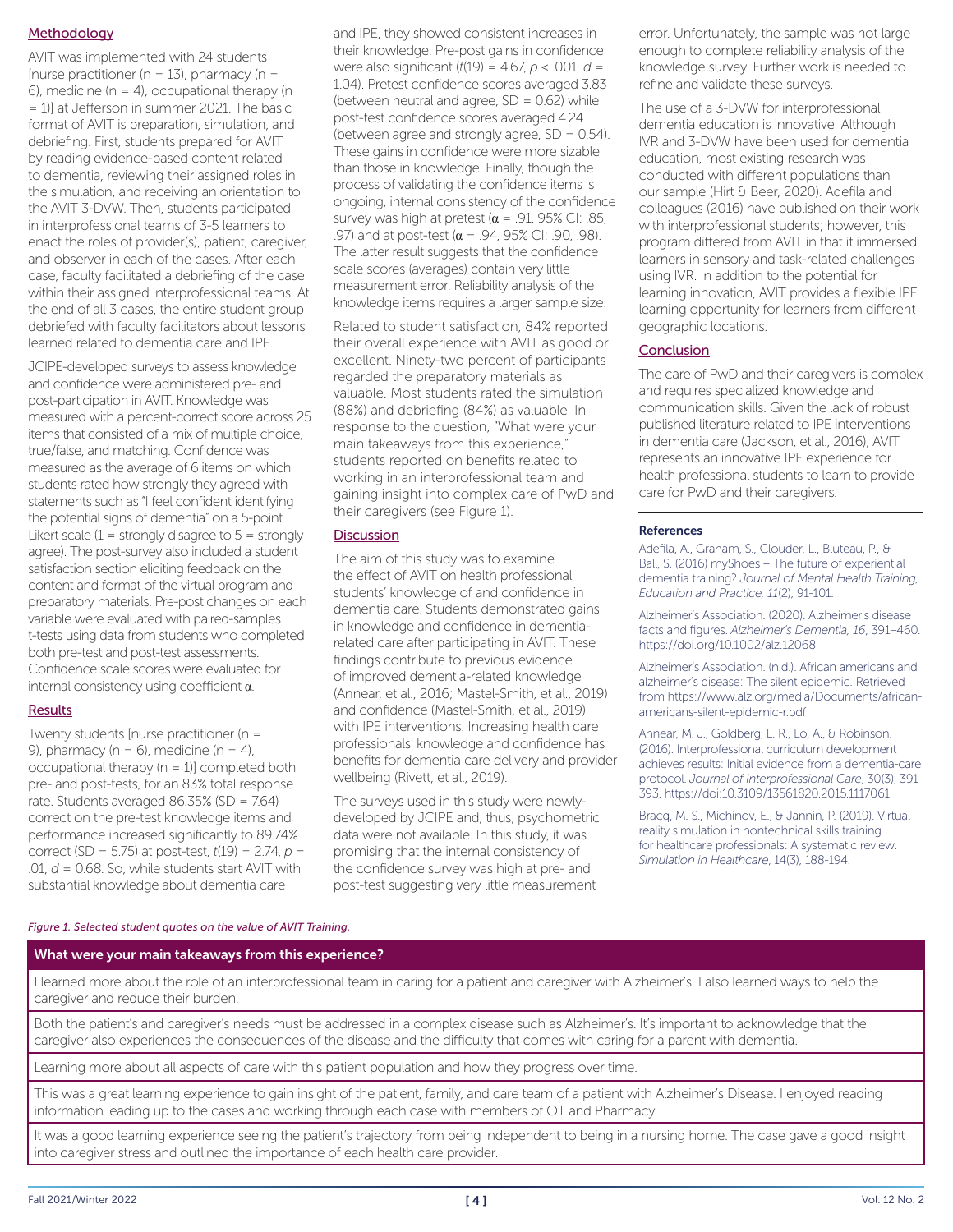## Methodology

AVIT was implemented with 24 students [nurse practitioner (n = 13), pharmacy (n = 6), medicine (n = 4), occupational therapy (n = 1)] at Jefferson in summer 2021. The basic format of AVIT is preparation, simulation, and debriefing. First, students prepared for AVIT by reading evidence-based content related to dementia, reviewing their assigned roles in the simulation, and receiving an orientation to the AVIT 3-DVW. Then, students participated in interprofessional teams of 3-5 learners to enact the roles of provider(s), patient, caregiver, and observer in each of the cases. After each case, faculty facilitated a debriefing of the case within their assigned interprofessional teams. At the end of all 3 cases, the entire student group debriefed with faculty facilitators about lessons learned related to dementia care and IPE.

JCIPE-developed surveys to assess knowledge and confidence were administered pre- and post-participation in AVIT. Knowledge was measured with a percent-correct score across 25 items that consisted of a mix of multiple choice, true/false, and matching. Confidence was measured as the average of 6 items on which students rated how strongly they agreed with statements such as "I feel confident identifying the potential signs of dementia" on a 5-point Likert scale (1 = strongly disagree to 5 = strongly agree). The post-survey also included a student satisfaction section eliciting feedback on the content and format of the virtual program and preparatory materials. Pre-post changes on each variable were evaluated with paired-samples t-tests using data from students who completed both pre-test and post-test assessments. Confidence scale scores were evaluated for internal consistency using coefficient $\alpha$.

## Results

Twenty students [nurse practitioner (n = 9), pharmacy (n = 6), medicine (n = 4), occupational therapy (n = 1)] completed both pre- and post-tests, for an 83% total response rate. Students averaged 86.35% (SD = 7.64) correct on the pre-test knowledge items and performance increased significantly to 89.74% correct (SD = 5.75) at post-test, $t(19) = 2.74$, $p = .01$, $d = 0.68$. So, while students start AVIT with substantial knowledge about dementia care and IPE, they showed consistent increases in their knowledge. Pre-post gains in confidence were also significant ($t(19) = 4.67$, $p < .001$, $d = 1.04$). Pretest confidence scores averaged 3.83 (between neutral and agree, SD = 0.62) while post-test confidence scores averaged 4.24 (between agree and strongly agree, SD = 0.54). These gains in confidence were more sizable than those in knowledge. Finally, though the process of validating the confidence items is ongoing, internal consistency of the confidence survey was high at pretest ($\alpha = .91$, 95% CI: .85, .97) and at post-test ($\alpha = .94$, 95% CI: .90, .98). The latter result suggests that the confidence scale scores (averages) contain very little measurement error. Reliability analysis of the knowledge items requires a larger sample size.

Related to student satisfaction, 84% reported their overall experience with AVIT as good or excellent. Ninety-two percent of participants regarded the preparatory materials as valuable. Most students rated the simulation (88%) and debriefing (84%) as valuable. In response to the question, "What were your main takeaways from this experience," students reported on benefits related to working in an interprofessional team and gaining insight into complex care of PwD and their caregivers (see Figure 1).

## Discussion

The aim of this study was to examine the effect of AVIT on health professional students' knowledge of and confidence in dementia care. Students demonstrated gains in knowledge and confidence in dementia-related care after participating in AVIT. These findings contribute to previous evidence of improved dementia-related knowledge (Annear, et al., 2016; Mastel-Smith, et al., 2019) and confidence (Mastel-Smith, et al., 2019) with IPE interventions. Increasing health care professionals' knowledge and confidence has benefits for dementia care delivery and provider wellbeing (Rivett, et al., 2019).

The surveys used in this study were newly-developed by JCIPE and, thus, psychometric data were not available. In this study, it was promising that the internal consistency of the confidence survey was high at pre- and post-test suggesting very little measurement error. Unfortunately, the sample was not large enough to complete reliability analysis of the knowledge survey. Further work is needed to refine and validate these surveys.

The use of a 3-DVW for interprofessional dementia education is innovative. Although IVR and 3-DVW have been used for dementia education, most existing research was conducted with different populations than our sample (Hirt & Beer, 2020). Adefila and colleagues (2016) have published on their work with interprofessional students; however, this program differed from AVIT in that it immersed learners in sensory and task-related challenges using IVR. In addition to the potential for learning innovation, AVIT provides a flexible IPE learning opportunity for learners from different geographic locations.

## Conclusion

The care of PwD and their caregivers is complex and requires specialized knowledge and communication skills. Given the lack of robust published literature related to IPE interventions in dementia care (Jackson, et al., 2016), AVIT represents an innovative IPE experience for health professional students to learn to provide care for PwD and their caregivers.

### References

Adefila, A., Graham, S., Clouder, L., Bluteau, P., & Ball, S. (2016) myShoes – The future of experiential dementia training? *Journal of Mental Health Training, Education and Practice, 11*(2), 91-101.

Alzheimer's Association. (2020). Alzheimer's disease facts and figures. *Alzheimer's Dementia, 16*, 391–460. https://doi.org/10.1002/alz.12068

Alzheimer's Association. (n.d.). African americans and alzheimer's disease: The silent epidemic. Retrieved from https://www.alz.org/media/Documents/african-americans-silent-epidemic-r.pdf

Annear, M. J., Goldberg, L. R., Lo, A., & Robinson. (2016). Interprofessional curriculum development achieves results: Initial evidence from a dementia-care protocol. *Journal of Interprofessional Care*, 30(3), 391-393. https://doi:10.3109/13561820.2015.1117061

Bracq, M. S., Michinov, E., & Jannin, P. (2019). Virtual reality simulation in nontechnical skills training for healthcare professionals: A systematic review. *Simulation in Healthcare*, 14(3), 188-194.

*Figure 1. Selected student quotes on the value of AVIT Training.*

| What were your main takeaways from this experience? |
|---|
| I learned more about the role of an interprofessional team in caring for a patient and caregiver with Alzheimer's. I also learned ways to help the caregiver and reduce their burden. |
| Both the patient's and caregiver's needs must be addressed in a complex disease such as Alzheimer's. It's important to acknowledge that the caregiver also experiences the consequences of the disease and the difficulty that comes with caring for a parent with dementia. |
| Learning more about all aspects of care with this patient population and how they progress over time. |
| This was a great learning experience to gain insight of the patient, family, and care team of a patient with Alzheimer's Disease. I enjoyed reading information leading up to the cases and working through each case with members of OT and Pharmacy. |
| It was a good learning experience seeing the patient's trajectory from being independent to being in a nursing home. The case gave a good insight into caregiver stress and outlined the importance of each health care provider. |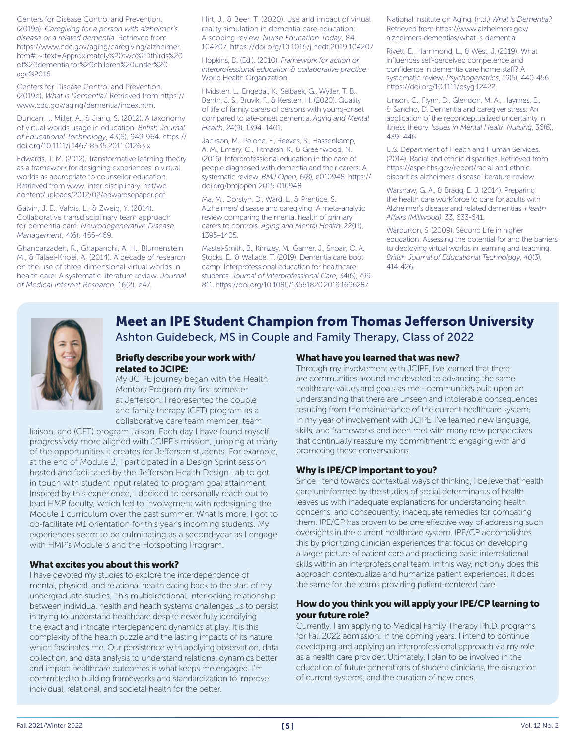Centers for Disease Control and Prevention. (2019a). *Caregiving for a person with alzheimer's disease or a related dementia*. Retrieved from https://www.cdc.gov/aging/caregiving/alzheimer.htm#:~:text=Approximately%20two%2Dthirds%20of%20dementia,for%20children%20under%20age%2018

Centers for Disease Control and Prevention. (2019b). *What is Dementia?* Retrieved from https://www.cdc.gov/aging/dementia/index.html

Duncan, I., Miller, A., & Jiang, S. (2012). A taxonomy of virtual worlds usage in education. *British Journal of Educational Technology*, 43(6), 949-964. https://doi.org/10.1111/j.1467-8535.2011.01263.x

Edwards, T. M. (2012). Transformative learning theory as a framework for designing experiences in virtual worlds as appropriate to counsellor education. Retrieved from www. inter-disciplinary. net/wp-content/uploads/2012/02/edwardsepaper.pdf.

Galvin, J. E., Valois, L., & Zweig, Y. (2014). Collaborative transdisciplinary team approach for dementia care. *Neurodegenerative Disease Management*, 4(6), 455-469.

Ghanbarzadeh, R., Ghapanchi, A. H., Blumenstein, M., & Talaei-Khoei, A. (2014). A decade of research on the use of three-dimensional virtual worlds in health care: A systematic literature review. *Journal of Medical Internet Research*, 16(2), e47.

Hirt, J., & Beer, T. (2020). Use and impact of virtual reality simulation in dementia care education: A scoping review. *Nurse Education Today*, 84, 104207. https://doi.org/10.1016/j.nedt.2019.104207

Hopkins, D. (Ed.). (2010). *Framework for action on interprofessional education & collaborative practice*. World Health Organization.

Hvidsten, L., Engedal, K., Selbaek, G., Wyller, T. B., Benth, J. S., Bruvik, F., & Kersten, H. (2020). Quality of life of family carers of persons with young-onset compared to late-onset dementia. *Aging and Mental Health*, 24(9), 1394–1401.

Jackson, M., Pelone, F., Reeves, S., Hassenkamp, A. M., Emery, C., Titmarsh, K., & Greenwood, N. (2016). Interprofessional education in the care of people diagnosed with dementia and their carers: A systematic review. *BMJ Open*, 6(8), e010948. https://doi.org/bmjopen-2015-010948

Ma, M., Dorstyn, D., Ward, L., & Prentice, S. Alzheimers' disease and caregiving: A meta-analytic review comparing the mental health of primary carers to controls. *Aging and Mental Health*, 22(11), 1395–1405.

Mastel-Smith, B., Kimzey, M., Garner, J., Shoair, O. A., Stocks, E., & Wallace, T. (2019). Dementia care boot camp: Interprofessional education for healthcare students. *Journal of Interprofessional Care*, 34(6), 799-811. https://doi.org/10.1080/13561820.2019.1696287

National Institute on Aging. (n.d.) *What is Dementia?* Retrieved from https://www.alzheimers.gov/alzheimers-dementias/what-is-dementia

Rivett, E., Hammond, L., & West, J. (2019). What influences self-perceived competence and confidence in dementia care home staff? A systematic review. *Psychogeriatrics*, *19*(5), 440-456. https://doi.org/10.1111/psyg.12422

Unson, C., Flynn, D., Glendon, M. A., Haymes, E., & Sancho, D. Dementia and caregiver stress: An application of the reconceptualized uncertainty in illness theory. *Issues in Mental Health Nursing*, 36(6), 439–446.

U.S. Department of Health and Human Services. (2014). Racial and ethnic disparities. Retrieved from https://aspe.hhs.gov/report/racial-and-ethnic-disparities-alzheimers-disease-literature-review

Warshaw, G. A., & Bragg, E. J. (2014). Preparing the health care workforce to care for adults with Alzheimer's disease and related dementias. *Health Affairs (Millwood)*, 33, 633-641.

Warburton, S. (2009). Second Life in higher education: Assessing the potential for and the barriers to deploying virtual worlds in learning and teaching. *British Journal of Educational Technology*, *40*(3), 414-426.

## Meet an IPE Student Champion from Thomas Jefferson University

Ashton Guidebeck, MS in Couple and Family Therapy, Class of 2022

### Briefly describe your work with/related to JCIPE:

My JCIPE journey began with the Health Mentors Program my first semester at Jefferson. I represented the couple and family therapy (CFT) program as a collaborative care team member, team liaison, and (CFT) program liaison. Each day I have found myself progressively more aligned with JCIPE's mission, jumping at many of the opportunities it creates for Jefferson students. For example, at the end of Module 2, I participated in a Design Sprint session hosted and facilitated by the Jefferson Health Design Lab to get in touch with student input related to program goal attainment. Inspired by this experience, I decided to personally reach out to lead HMP faculty, which led to involvement with redesigning the Module 1 curriculum over the past summer. What is more, I got to co-facilitate M1 orientation for this year's incoming students. My experiences seem to be culminating as a second-year as I engage with HMP's Module 3 and the Hotspotting Program.

### What excites you about this work?

I have devoted my studies to explore the interdependence of mental, physical, and relational health dating back to the start of my undergraduate studies. This multidirectional, interlocking relationship between individual health and health systems challenges us to persist in trying to understand healthcare despite never fully identifying the exact and intricate interdependent dynamics at play. It is this complexity of the health puzzle and the lasting impacts of its nature which fascinates me. Our persistence with applying observation, data collection, and data analysis to understand relational dynamics better and impact healthcare outcomes is what keeps me engaged. I'm committed to building frameworks and standardization to improve individual, relational, and societal health for the better.

### What have you learned that was new?

Through my involvement with JCIPE, I've learned that there are communities around me devoted to advancing the same healthcare values and goals as me - communities built upon an understanding that there are unseen and intolerable consequences resulting from the maintenance of the current healthcare system. In my year of involvement with JCIPE, I've learned new language, skills, and frameworks and been met with many new perspectives that continually reassure my commitment to engaging with and promoting these conversations.

### Why is IPE/CP important to you?

Since I tend towards contextual ways of thinking, I believe that health care uninformed by the studies of social determinants of health leaves us with inadequate explanations for understanding health concerns, and consequently, inadequate remedies for combating them. IPE/CP has proven to be one effective way of addressing such oversights in the current healthcare system. IPE/CP accomplishes this by prioritizing clinician experiences that focus on developing a larger picture of patient care and practicing basic interrelational skills within an interprofessional team. In this way, not only does this approach contextualize and humanize patient experiences, it does the same for the teams providing patient-centered care.

### How do you think you will apply your IPE/CP learning to your future role?

Currently, I am applying to Medical Family Therapy Ph.D. programs for Fall 2022 admission. In the coming years, I intend to continue developing and applying an interprofessional approach via my role as a health care provider. Ultimately, I plan to be involved in the education of future generations of student clinicians, the disruption of current systems, and the curation of new ones.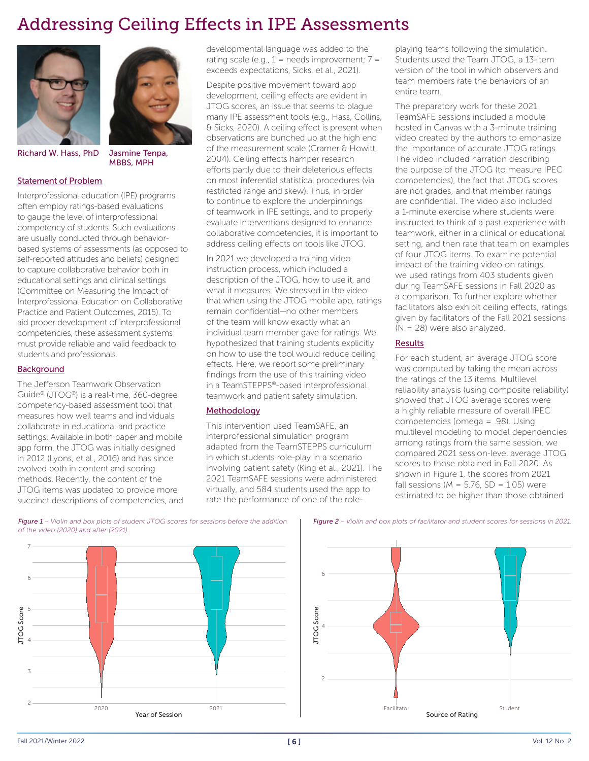# Addressing Ceiling Effects in IPE Assessments

Richard W. Hass, PhD    Jasmine Tenpa, MBBS, MPH

## Statement of Problem

Interprofessional education (IPE) programs often employ ratings-based evaluations to gauge the level of interprofessional competency of students. Such evaluations are usually conducted through behavior-based systems of assessments (as opposed to self-reported attitudes and beliefs) designed to capture collaborative behavior both in educational settings and clinical settings (Committee on Measuring the Impact of Interprofessional Education on Collaborative Practice and Patient Outcomes, 2015). To aid proper development of interprofessional competencies, these assessment systems must provide reliable and valid feedback to students and professionals.

## Background

The Jefferson Teamwork Observation Guide® (JTOG®) is a real-time, 360-degree competency-based assessment tool that measures how well teams and individuals collaborate in educational and practice settings. Available in both paper and mobile app form, the JTOG was initially designed in 2012 (Lyons, et al., 2016) and has since evolved both in content and scoring methods. Recently, the content of the JTOG items was updated to provide more succinct descriptions of competencies, and developmental language was added to the rating scale (e.g., 1 = needs improvement; 7 = exceeds expectations, Sicks, et al., 2021).

Despite positive movement toward app development, ceiling effects are evident in JTOG scores, an issue that seems to plague many IPE assessment tools (e.g., Hass, Collins, & Sicks, 2020). A ceiling effect is present when observations are bunched up at the high end of the measurement scale (Cramer & Howitt, 2004). Ceiling effects hamper research efforts partly due to their deleterious effects on most inferential statistical procedures (via restricted range and skew). Thus, in order to continue to explore the underpinnings of teamwork in IPE settings, and to properly evaluate interventions designed to enhance collaborative competencies, it is important to address ceiling effects on tools like JTOG.

In 2021 we developed a training video instruction process, which included a description of the JTOG, how to use it, and what it measures. We stressed in the video that when using the JTOG mobile app, ratings remain confidential—no other members of the team will know exactly what an individual team member gave for ratings. We hypothesized that training students explicitly on how to use the tool would reduce ceiling effects. Here, we report some preliminary findings from the use of this training video in a TeamSTEPPS®-based interprofessional teamwork and patient safety simulation.

## Methodology

This intervention used TeamSAFE, an interprofessional simulation program adapted from the TeamSTEPPS curriculum in which students role-play in a scenario involving patient safety (King et al., 2021). The 2021 TeamSAFE sessions were administered virtually, and 584 students used the app to rate the performance of one of the role-playing teams following the simulation. Students used the Team JTOG, a 13-item version of the tool in which observers and team members rate the behaviors of an entire team.

The preparatory work for these 2021 TeamSAFE sessions included a module hosted in Canvas with a 3-minute training video created by the authors to emphasize the importance of accurate JTOG ratings. The video included narration describing the purpose of the JTOG (to measure IPEC competencies), the fact that JTOG scores are not grades, and that member ratings are confidential. The video also included a 1-minute exercise where students were instructed to think of a past experience with teamwork, either in a clinical or educational setting, and then rate that team on examples of four JTOG items. To examine potential impact of the training video on ratings, we used ratings from 403 students given during TeamSAFE sessions in Fall 2020 as a comparison. To further explore whether facilitators also exhibit ceiling effects, ratings given by facilitators of the Fall 2021 sessions (N = 28) were also analyzed.

## Results

For each student, an average JTOG score was computed by taking the mean across the ratings of the 13 items. Multilevel reliability analysis (using composite reliability) showed that JTOG average scores were a highly reliable measure of overall IPEC competencies (omega = .98). Using multilevel modeling to model dependencies among ratings from the same session, we compared 2021 session-level average JTOG scores to those obtained in Fall 2020. As shown in Figure 1, the scores from 2021 fall sessions (M = 5.76, SD = 1.05) were estimated to be higher than those obtained

*Figure 1 – Violin and box plots of student JTOG scores for sessions before the addition of the video (2020) and after (2021).*

*Figure 2 – Violin and box plots of facilitator and student scores for sessions in 2021.*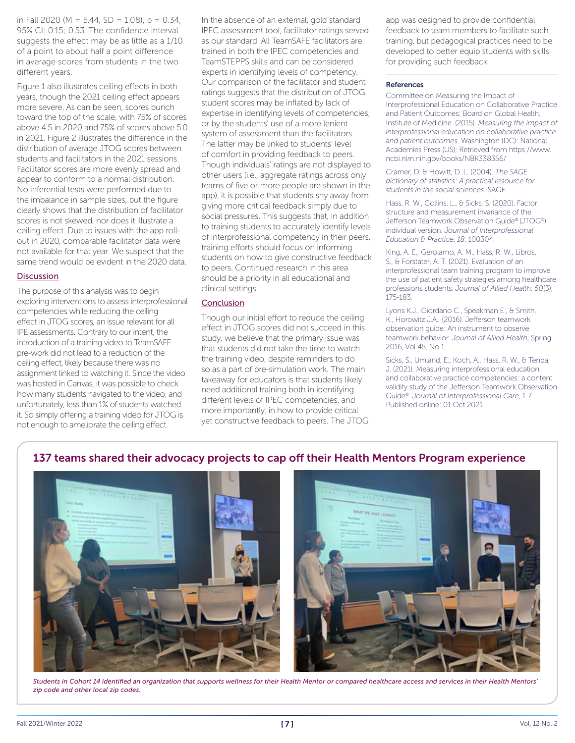in Fall 2020 (M = 5.44, SD = 1.08), b = 0.34, 95% CI: 0.15; 0.53. The confidence interval suggests the effect may be as little as a 1/10 of a point to about half a point difference in average scores from students in the two different years.

Figure 1 also illustrates ceiling effects in both years, though the 2021 ceiling effect appears more severe. As can be seen, scores bunch toward the top of the scale, with 75% of scores above 4.5 in 2020 and 75% of scores above 5.0 in 2021. Figure 2 illustrates the difference in the distribution of average JTOG scores between students and facilitators in the 2021 sessions. Facilitator scores are more evenly spread and appear to conform to a normal distribution. No inferential tests were performed due to the imbalance in sample sizes, but the figure clearly shows that the distribution of facilitator scores is not skewed, nor does it illustrate a ceiling effect. Due to issues with the app roll-out in 2020, comparable facilitator data were not available for that year. We suspect that the same trend would be evident in the 2020 data.

## Discussion

The purpose of this analysis was to begin exploring interventions to assess interprofessional competencies while reducing the ceiling effect in JTOG scores, an issue relevant for all IPE assessments. Contrary to our intent, the introduction of a training video to TeamSAFE pre-work did not lead to a reduction of the ceiling effect, likely because there was no assignment linked to watching it. Since the video was hosted in Canvas, it was possible to check how many students navigated to the video, and unfortunately, less than 1% of students watched it. So simply offering a training video for JTOG is not enough to ameliorate the ceiling effect.

In the absence of an external, gold standard IPEC assessment tool, facilitator ratings served as our standard. All TeamSAFE facilitators are trained in both the IPEC competencies and TeamSTEPPS skills and can be considered experts in identifying levels of competency. Our comparison of the facilitator and student ratings suggests that the distribution of JTOG student scores may be inflated by lack of expertise in identifying levels of competencies, or by the students' use of a more lenient system of assessment than the facilitators. The latter may be linked to students' level of comfort in providing feedback to peers. Though individuals' ratings are not displayed to other users (i.e., aggregate ratings across only teams of five or more people are shown in the app), it is possible that students shy away from giving more critical feedback simply due to social pressures. This suggests that, in addition to training students to accurately identify levels of interprofessional competency in their peers, training efforts should focus on informing students on how to give constructive feedback to peers. Continued research in this area should be a priority in all educational and clinical settings.

## Conclusion

Though our initial effort to reduce the ceiling effect in JTOG scores did not succeed in this study, we believe that the primary issue was that students did not take the time to watch the training video, despite reminders to do so as a part of pre-simulation work. The main takeaway for educators is that students likely need additional training both in identifying different levels of IPEC competencies, and more importantly, in how to provide critical yet constructive feedback to peers. The JTOG app was designed to provide confidential feedback to team members to facilitate such training, but pedagogical practices need to be developed to better equip students with skills for providing such feedback.

### References

Committee on Measuring the Impact of Interprofessional Education on Collaborative Practice and Patient Outcomes; Board on Global Health; Institute of Medicine. (2015). *Measuring the impact of interprofessional education on collaborative practice and patient outcomes.* Washington (DC): National Academies Press (US); Retrieved from https://www.ncbi.nlm.nih.gov/books/NBK338356/

Cramer, D. & Howitt, D. L. (2004). *The SAGE dictionary of statistics: A practical resource for students in the social sciences.* SAGE.

Hass, R. W., Collins, L., & Sicks, S. (2020). Factor structure and measurement invariance of the Jefferson Teamwork Observation Guide® (JTOG®) individual version. *Journal of Interprofessional Education & Practice, 18*, 100304.

King, A. E., Gerolamo, A. M., Hass, R. W., Libros, S., & Forstater, A. T. (2021). Evaluation of an interprofessional team training program to improve the use of patient safety strategies among healthcare professions students. *Journal of Allied Health, 50*(3), 175-183.

Lyons K.J., Giordano C., Speakman E., & Smith, K., Horowitz J.A., (2016). Jefferson teamwork observation guide: An instrument to observe teamwork behavior. *Journal of Allied Health*, Spring 2016, Vol 45, No 1.

Sicks, S., Umland, E., Koch, A., Hass, R. W., & Tenpa, J. (2021). Measuring interprofessional education and collaborative practice competencies: a content validity study of the Jefferson Teamwork Observation Guide®. *Journal of Interprofessional Care*, 1-7. Published online: 01 Oct 2021.

## 137 teams shared their advocacy projects to cap off their Health Mentors Program experience

*Students in Cohort 14 identified an organization that supports wellness for their Health Mentor or compared healthcare access and services in their Health Mentors' zip code and other local zip codes.*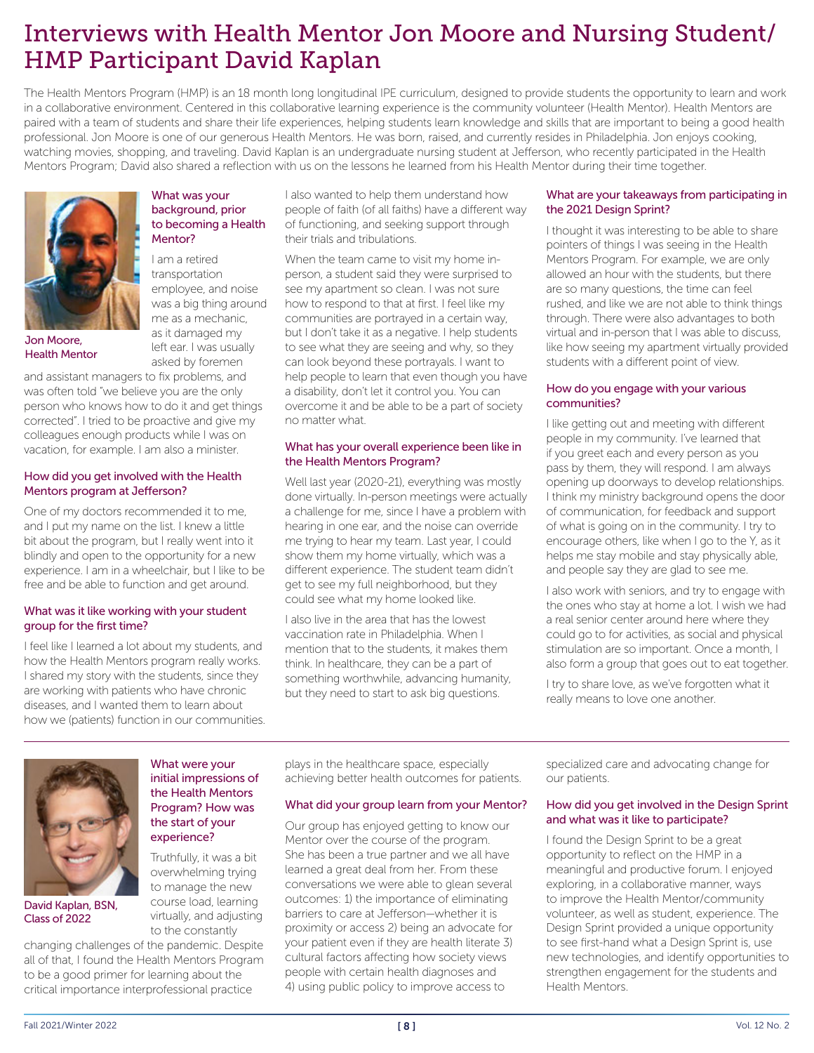# Interviews with Health Mentor Jon Moore and Nursing Student/ HMP Participant David Kaplan

The Health Mentors Program (HMP) is an 18 month long longitudinal IPE curriculum, designed to provide students the opportunity to learn and work in a collaborative environment. Centered in this collaborative learning experience is the community volunteer (Health Mentor). Health Mentors are paired with a team of students and share their life experiences, helping students learn knowledge and skills that are important to being a good health professional. Jon Moore is one of our generous Health Mentors. He was born, raised, and currently resides in Philadelphia. Jon enjoys cooking, watching movies, shopping, and traveling. David Kaplan is an undergraduate nursing student at Jefferson, who recently participated in the Health Mentors Program; David also shared a reflection with us on the lessons he learned from his Health Mentor during their time together.

Jon Moore, Health Mentor

### What was your background, prior to becoming a Health Mentor?

I am a retired transportation employee, and noise was a big thing around me as a mechanic, as it damaged my left ear. I was usually asked by foremen and assistant managers to fix problems, and was often told "we believe you are the only person who knows how to do it and get things corrected". I tried to be proactive and give my colleagues enough products while I was on vacation, for example. I am also a minister.

### How did you get involved with the Health Mentors program at Jefferson?

One of my doctors recommended it to me, and I put my name on the list. I knew a little bit about the program, but I really went into it blindly and open to the opportunity for a new experience. I am in a wheelchair, but I like to be free and be able to function and get around.

### What was it like working with your student group for the first time?

I feel like I learned a lot about my students, and how the Health Mentors program really works. I shared my story with the students, since they are working with patients who have chronic diseases, and I wanted them to learn about how we (patients) function in our communities. I also wanted to help them understand how people of faith (of all faiths) have a different way of functioning, and seeking support through their trials and tribulations.

When the team came to visit my home in-person, a student said they were surprised to see my apartment so clean. I was not sure how to respond to that at first. I feel like my communities are portrayed in a certain way, but I don't take it as a negative. I help students to see what they are seeing and why, so they can look beyond these portrayals. I want to help people to learn that even though you have a disability, don't let it control you. You can overcome it and be able to be a part of society no matter what.

### What has your overall experience been like in the Health Mentors Program?

Well last year (2020-21), everything was mostly done virtually. In-person meetings were actually a challenge for me, since I have a problem with hearing in one ear, and the noise can override me trying to hear my team. Last year, I could show them my home virtually, which was a different experience. The student team didn't get to see my full neighborhood, but they could see what my home looked like.

I also live in the area that has the lowest vaccination rate in Philadelphia. When I mention that to the students, it makes them think. In healthcare, they can be a part of something worthwhile, advancing humanity, but they need to start to ask big questions.

### What are your takeaways from participating in the 2021 Design Sprint?

I thought it was interesting to be able to share pointers of things I was seeing in the Health Mentors Program. For example, we are only allowed an hour with the students, but there are so many questions, the time can feel rushed, and like we are not able to think things through. There were also advantages to both virtual and in-person that I was able to discuss, like how seeing my apartment virtually provided students with a different point of view.

### How do you engage with your various communities?

I like getting out and meeting with different people in my community. I've learned that if you greet each and every person as you pass by them, they will respond. I am always opening up doorways to develop relationships. I think my ministry background opens the door of communication, for feedback and support of what is going on in the community. I try to encourage others, like when I go to the Y, as it helps me stay mobile and stay physically able, and people say they are glad to see me.

I also work with seniors, and try to engage with the ones who stay at home a lot. I wish we had a real senior center around here where they could go to for activities, as social and physical stimulation are so important. Once a month, I also form a group that goes out to eat together.

I try to share love, as we've forgotten what it really means to love one another.

---

David Kaplan, BSN, Class of 2022

### What were your initial impressions of the Health Mentors Program? How was the start of your experience?

Truthfully, it was a bit overwhelming trying to manage the new course load, learning virtually, and adjusting to the constantly changing challenges of the pandemic. Despite all of that, I found the Health Mentors Program to be a good primer for learning about the critical importance interprofessional practice plays in the healthcare space, especially achieving better health outcomes for patients.

### What did your group learn from your Mentor?

Our group has enjoyed getting to know our Mentor over the course of the program. She has been a true partner and we all have learned a great deal from her. From these conversations we were able to glean several outcomes: 1) the importance of eliminating barriers to care at Jefferson—whether it is proximity or access 2) being an advocate for your patient even if they are health literate 3) cultural factors affecting how society views people with certain health diagnoses and 4) using public policy to improve access to specialized care and advocating change for our patients.

### How did you get involved in the Design Sprint and what was it like to participate?

I found the Design Sprint to be a great opportunity to reflect on the HMP in a meaningful and productive forum. I enjoyed exploring, in a collaborative manner, ways to improve the Health Mentor/community volunteer, as well as student, experience. The Design Sprint provided a unique opportunity to see first-hand what a Design Sprint is, use new technologies, and identify opportunities to strengthen engagement for the students and Health Mentors.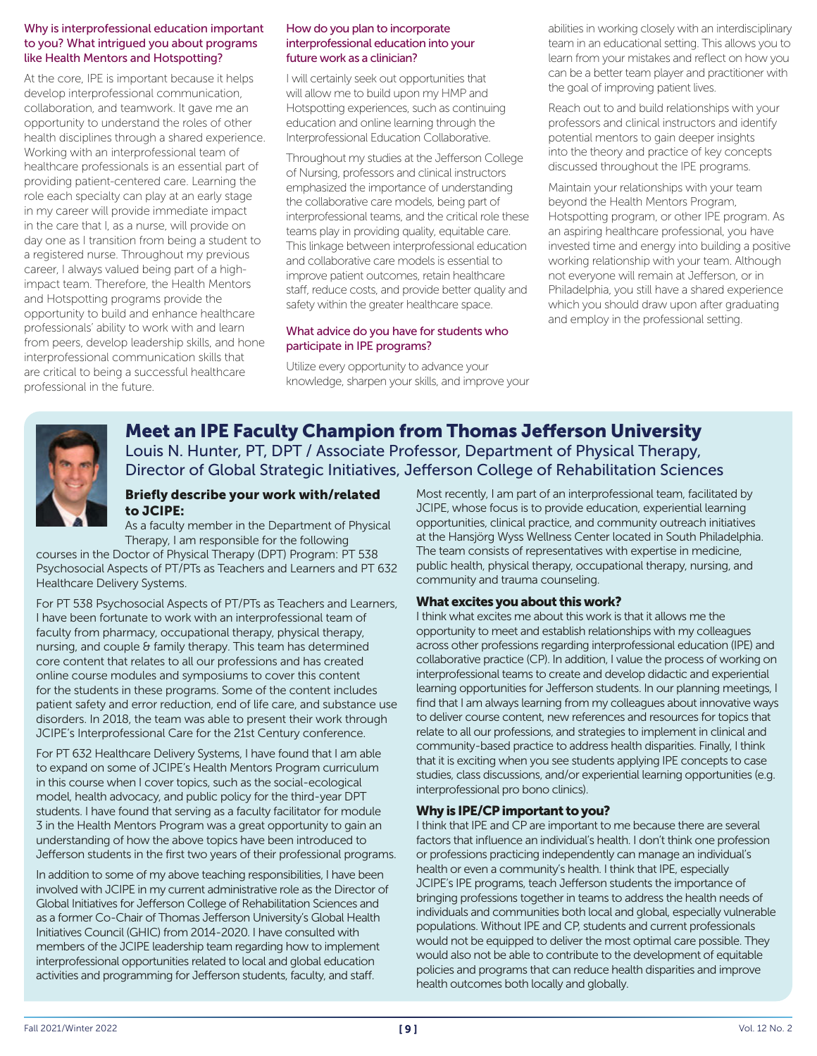### Why is interprofessional education important to you? What intrigued you about programs like Health Mentors and Hotspotting?

At the core, IPE is important because it helps develop interprofessional communication, collaboration, and teamwork. It gave me an opportunity to understand the roles of other health disciplines through a shared experience. Working with an interprofessional team of healthcare professionals is an essential part of providing patient-centered care. Learning the role each specialty can play at an early stage in my career will provide immediate impact in the care that I, as a nurse, will provide on day one as I transition from being a student to a registered nurse. Throughout my previous career, I always valued being part of a high-impact team. Therefore, the Health Mentors and Hotspotting programs provide the opportunity to build and enhance healthcare professionals' ability to work with and learn from peers, develop leadership skills, and hone interprofessional communication skills that are critical to being a successful healthcare professional in the future.

### How do you plan to incorporate interprofessional education into your future work as a clinician?

I will certainly seek out opportunities that will allow me to build upon my HMP and Hotspotting experiences, such as continuing education and online learning through the Interprofessional Education Collaborative.

Throughout my studies at the Jefferson College of Nursing, professors and clinical instructors emphasized the importance of understanding the collaborative care models, being part of interprofessional teams, and the critical role these teams play in providing quality, equitable care. This linkage between interprofessional education and collaborative care models is essential to improve patient outcomes, retain healthcare staff, reduce costs, and provide better quality and safety within the greater healthcare space.

### What advice do you have for students who participate in IPE programs?

Utilize every opportunity to advance your knowledge, sharpen your skills, and improve your abilities in working closely with an interdisciplinary team in an educational setting. This allows you to learn from your mistakes and reflect on how you can be a better team player and practitioner with the goal of improving patient lives.

Reach out to and build relationships with your professors and clinical instructors and identify potential mentors to gain deeper insights into the theory and practice of key concepts discussed throughout the IPE programs.

Maintain your relationships with your team beyond the Health Mentors Program, Hotspotting program, or other IPE program. As an aspiring healthcare professional, you have invested time and energy into building a positive working relationship with your team. Although not everyone will remain at Jefferson, or in Philadelphia, you still have a shared experience which you should draw upon after graduating and employ in the professional setting.

## Meet an IPE Faculty Champion from Thomas Jefferson University

Louis N. Hunter, PT, DPT / Associate Professor, Department of Physical Therapy, Director of Global Strategic Initiatives, Jefferson College of Rehabilitation Sciences

### Briefly describe your work with/related to JCIPE:

As a faculty member in the Department of Physical Therapy, I am responsible for the following courses in the Doctor of Physical Therapy (DPT) Program: PT 538 Psychosocial Aspects of PT/PTs as Teachers and Learners and PT 632 Healthcare Delivery Systems.

For PT 538 Psychosocial Aspects of PT/PTs as Teachers and Learners, I have been fortunate to work with an interprofessional team of faculty from pharmacy, occupational therapy, physical therapy, nursing, and couple & family therapy. This team has determined core content that relates to all our professions and has created online course modules and symposiums to cover this content for the students in these programs. Some of the content includes patient safety and error reduction, end of life care, and substance use disorders. In 2018, the team was able to present their work through JCIPE's Interprofessional Care for the 21st Century conference.

For PT 632 Healthcare Delivery Systems, I have found that I am able to expand on some of JCIPE's Health Mentors Program curriculum in this course when I cover topics, such as the social-ecological model, health advocacy, and public policy for the third-year DPT students. I have found that serving as a faculty facilitator for module 3 in the Health Mentors Program was a great opportunity to gain an understanding of how the above topics have been introduced to Jefferson students in the first two years of their professional programs.

In addition to some of my above teaching responsibilities, I have been involved with JCIPE in my current administrative role as the Director of Global Initiatives for Jefferson College of Rehabilitation Sciences and as a former Co-Chair of Thomas Jefferson University's Global Health Initiatives Council (GHIC) from 2014-2020. I have consulted with members of the JCIPE leadership team regarding how to implement interprofessional opportunities related to local and global education activities and programming for Jefferson students, faculty, and staff.

Most recently, I am part of an interprofessional team, facilitated by JCIPE, whose focus is to provide education, experiential learning opportunities, clinical practice, and community outreach initiatives at the Hansjörg Wyss Wellness Center located in South Philadelphia. The team consists of representatives with expertise in medicine, public health, physical therapy, occupational therapy, nursing, and community and trauma counseling.

### What excites you about this work?

I think what excites me about this work is that it allows me the opportunity to meet and establish relationships with my colleagues across other professions regarding interprofessional education (IPE) and collaborative practice (CP). In addition, I value the process of working on interprofessional teams to create and develop didactic and experiential learning opportunities for Jefferson students. In our planning meetings, I find that I am always learning from my colleagues about innovative ways to deliver course content, new references and resources for topics that relate to all our professions, and strategies to implement in clinical and community-based practice to address health disparities. Finally, I think that it is exciting when you see students applying IPE concepts to case studies, class discussions, and/or experiential learning opportunities (e.g. interprofessional pro bono clinics).

### Why is IPE/CP important to you?

I think that IPE and CP are important to me because there are several factors that influence an individual's health. I don't think one profession or professions practicing independently can manage an individual's health or even a community's health. I think that IPE, especially JCIPE's IPE programs, teach Jefferson students the importance of bringing professions together in teams to address the health needs of individuals and communities both local and global, especially vulnerable populations. Without IPE and CP, students and current professionals would not be equipped to deliver the most optimal care possible. They would also not be able to contribute to the development of equitable policies and programs that can reduce health disparities and improve health outcomes both locally and globally.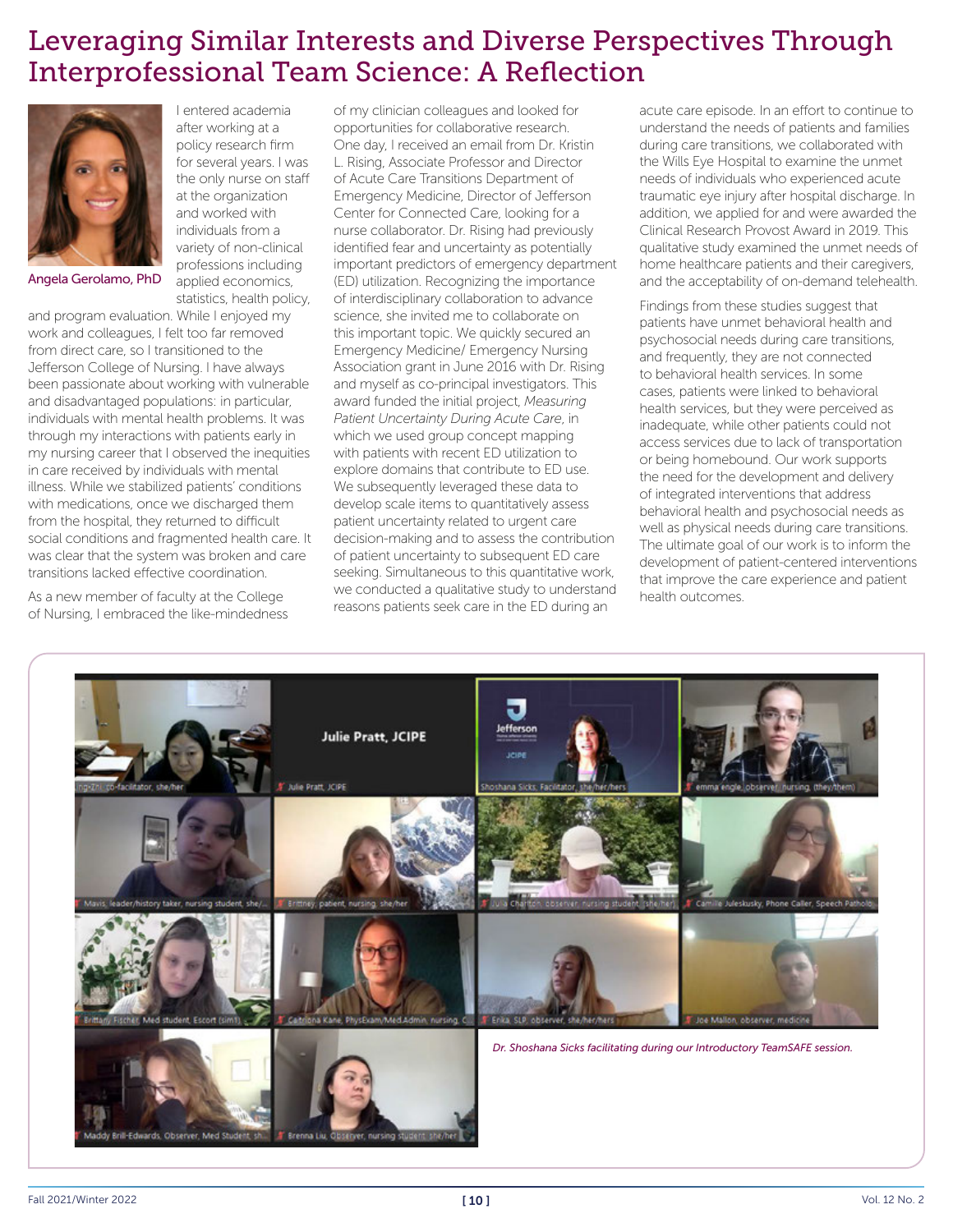# Leveraging Similar Interests and Diverse Perspectives Through Interprofessional Team Science: A Reflection

Angela Gerolamo, PhD

I entered academia after working at a policy research firm for several years. I was the only nurse on staff at the organization and worked with individuals from a variety of non-clinical professions including applied economics, statistics, health policy, and program evaluation. While I enjoyed my work and colleagues, I felt too far removed from direct care, so I transitioned to the Jefferson College of Nursing. I have always been passionate about working with vulnerable and disadvantaged populations: in particular, individuals with mental health problems. It was through my interactions with patients early in my nursing career that I observed the inequities in care received by individuals with mental illness. While we stabilized patients' conditions with medications, once we discharged them from the hospital, they returned to difficult social conditions and fragmented health care. It was clear that the system was broken and care transitions lacked effective coordination.

As a new member of faculty at the College of Nursing, I embraced the like-mindedness of my clinician colleagues and looked for opportunities for collaborative research. One day, I received an email from Dr. Kristin L. Rising, Associate Professor and Director of Acute Care Transitions Department of Emergency Medicine, Director of Jefferson Center for Connected Care, looking for a nurse collaborator. Dr. Rising had previously identified fear and uncertainty as potentially important predictors of emergency department (ED) utilization. Recognizing the importance of interdisciplinary collaboration to advance science, she invited me to collaborate on this important topic. We quickly secured an Emergency Medicine/ Emergency Nursing Association grant in June 2016 with Dr. Rising and myself as co-principal investigators. This award funded the initial project, *Measuring Patient Uncertainty During Acute Care*, in which we used group concept mapping with patients with recent ED utilization to explore domains that contribute to ED use. We subsequently leveraged these data to develop scale items to quantitatively assess patient uncertainty related to urgent care decision-making and to assess the contribution of patient uncertainty to subsequent ED care seeking. Simultaneous to this quantitative work, we conducted a qualitative study to understand reasons patients seek care in the ED during an acute care episode. In an effort to continue to understand the needs of patients and families during care transitions, we collaborated with the Wills Eye Hospital to examine the unmet needs of individuals who experienced acute traumatic eye injury after hospital discharge. In addition, we applied for and were awarded the Clinical Research Provost Award in 2019. This qualitative study examined the unmet needs of home healthcare patients and their caregivers, and the acceptability of on-demand telehealth.

Findings from these studies suggest that patients have unmet behavioral health and psychosocial needs during care transitions, and frequently, they are not connected to behavioral health services. In some cases, patients were linked to behavioral health services, but they were perceived as inadequate, while other patients could not access services due to lack of transportation or being homebound. Our work supports the need for the development and delivery of integrated interventions that address behavioral health and psychosocial needs as well as physical needs during care transitions. The ultimate goal of our work is to inform the development of patient-centered interventions that improve the care experience and patient health outcomes.

*Dr. Shoshana Sicks facilitating during our Introductory TeamSAFE session.*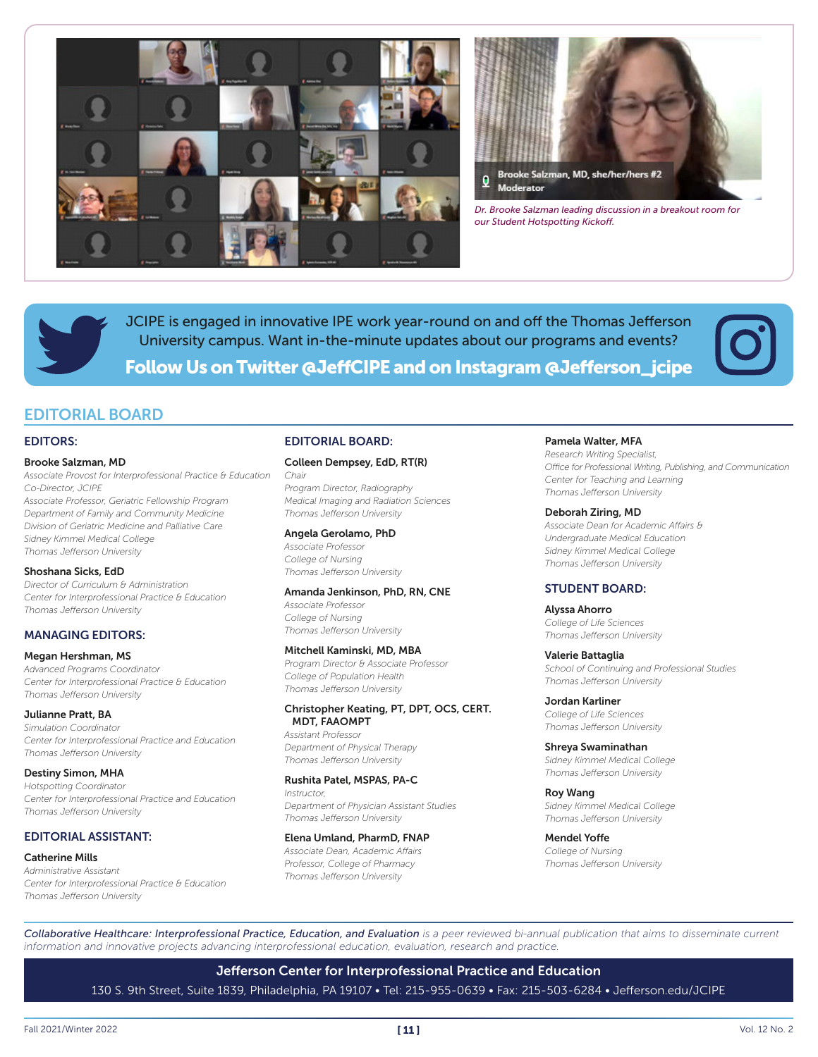Dr. Brooke Salzman leading discussion in a breakout room for our Student Hotspotting Kickoff.

JCIPE is engaged in innovative IPE work year-round on and off the Thomas Jefferson University campus. Want in-the-minute updates about our programs and events?

**Follow Us on Twitter @JeffCIPE and on Instagram @Jefferson_jcipe**

## EDITORIAL BOARD

### EDITORS:

**Brooke Salzman, MD**
*Associate Provost for Interprofessional Practice & Education*
*Co-Director, JCIPE*
*Associate Professor, Geriatric Fellowship Program*
*Department of Family and Community Medicine*
*Division of Geriatric Medicine and Palliative Care*
*Sidney Kimmel Medical College*
*Thomas Jefferson University*

**Shoshana Sicks, EdD**
*Director of Curriculum & Administration*
*Center for Interprofessional Practice & Education*
*Thomas Jefferson University*

### MANAGING EDITORS:

**Megan Hershman, MS**
*Advanced Programs Coordinator*
*Center for Interprofessional Practice & Education*
*Thomas Jefferson University*

**Julianne Pratt, BA**
*Simulation Coordinator*
*Center for Interprofessional Practice and Education*
*Thomas Jefferson University*

**Destiny Simon, MHA**
*Hotspotting Coordinator*
*Center for Interprofessional Practice and Education*
*Thomas Jefferson University*

### EDITORIAL ASSISTANT:

**Catherine Mills**
*Administrative Assistant*
*Center for Interprofessional Practice & Education*
*Thomas Jefferson University*

### EDITORIAL BOARD:

**Colleen Dempsey, EdD, RT(R)**
*Chair*
*Program Director, Radiography*
*Medical Imaging and Radiation Sciences*
*Thomas Jefferson University*

**Angela Gerolamo, PhD**
*Associate Professor*
*College of Nursing*
*Thomas Jefferson University*

**Amanda Jenkinson, PhD, RN, CNE**
*Associate Professor*
*College of Nursing*
*Thomas Jefferson University*

**Mitchell Kaminski, MD, MBA**
*Program Director & Associate Professor*
*College of Population Health*
*Thomas Jefferson University*

**Christopher Keating, PT, DPT, OCS, CERT. MDT, FAAOMPT**
*Assistant Professor*
*Department of Physical Therapy*
*Thomas Jefferson University*

**Rushita Patel, MSPAS, PA-C**
*Instructor,*
*Department of Physician Assistant Studies*
*Thomas Jefferson University*

**Elena Umland, PharmD, FNAP**
*Associate Dean, Academic Affairs*
*Professor, College of Pharmacy*
*Thomas Jefferson University*

**Pamela Walter, MFA**
*Research Writing Specialist,*
*Office for Professional Writing, Publishing, and Communication*
*Center for Teaching and Learning*
*Thomas Jefferson University*

**Deborah Ziring, MD**
*Associate Dean for Academic Affairs & Undergraduate Medical Education*
*Sidney Kimmel Medical College*
*Thomas Jefferson University*

### STUDENT BOARD:

**Alyssa Ahorro**
*College of Life Sciences*
*Thomas Jefferson University*

**Valerie Battaglia**
*School of Continuing and Professional Studies*
*Thomas Jefferson University*

**Jordan Karliner**
*College of Life Sciences*
*Thomas Jefferson University*

**Shreya Swaminathan**
*Sidney Kimmel Medical College*
*Thomas Jefferson University*

**Roy Wang**
*Sidney Kimmel Medical College*
*Thomas Jefferson University*

**Mendel Yoffe**
*College of Nursing*
*Thomas Jefferson University*

*Collaborative Healthcare: Interprofessional Practice, Education, and Evaluation is a peer reviewed bi-annual publication that aims to disseminate current information and innovative projects advancing interprofessional education, evaluation, research and practice.*

**Jefferson Center for Interprofessional Practice and Education**
130 S. 9th Street, Suite 1839, Philadelphia, PA 19107 • Tel: 215-955-0639 • Fax: 215-503-6284 • Jefferson.edu/JCIPE